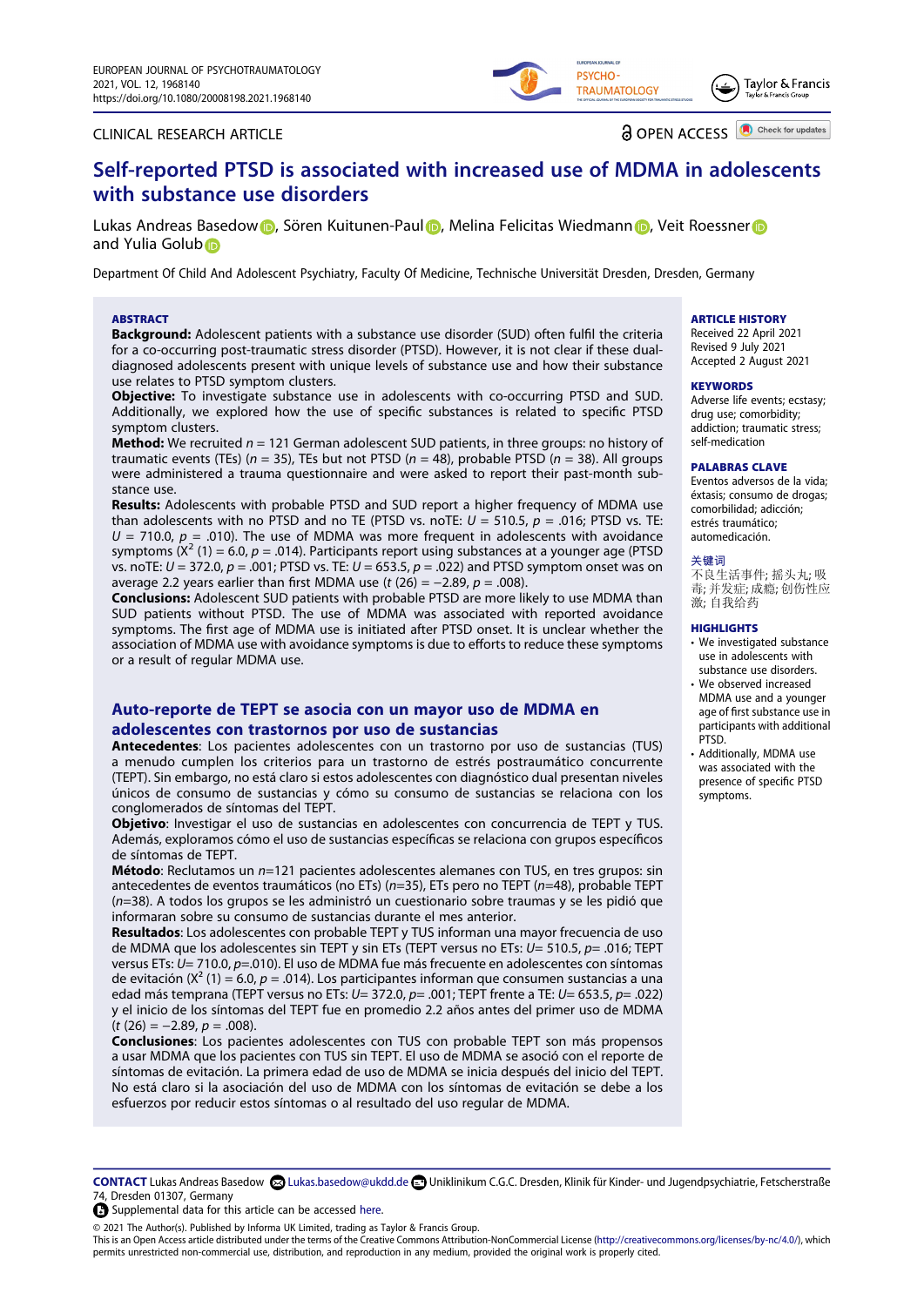CLINICAL RESEARCH ARTICLE

OPEN ACCESS

# Self-reported PTSD is associated with increased use of MDMA in adolescents with substance use disorders

Lukas Andreas Basedow, Sören Kuitunen-Paul, Melina Felicitas Wiedmann, Veit Roessner and Yulia Golub

Department Of Child And Adolescent Psychiatry, Faculty Of Medicine, Technische Universität Dresden, Dresden, Germany

## ABSTRACT

**Background:** Adolescent patients with a substance use disorder (SUD) often fulfil the criteria for a co-occurring post-traumatic stress disorder (PTSD). However, it is not clear if these dual-diagnosed adolescents present with unique levels of substance use and how their substance use relates to PTSD symptom clusters.

**Objective:** To investigate substance use in adolescents with co-occurring PTSD and SUD. Additionally, we explored how the use of specific substances is related to specific PTSD symptom clusters.

**Method:** We recruited $n = 121$ German adolescent SUD patients, in three groups: no history of traumatic events (TEs) ($n = 35$), TEs but not PTSD ($n = 48$), probable PTSD ($n = 38$). All groups were administered a trauma questionnaire and were asked to report their past-month substance use.

**Results:** Adolescents with probable PTSD and SUD report a higher frequency of MDMA use than adolescents with no PTSD and no TE (PTSD vs. noTE: $U = 510.5$, $p = .016$; PTSD vs. TE: $U = 710.0$, $p = .010$). The use of MDMA was more frequent in adolescents with avoidance symptoms ($X^2$ (1) = 6.0, $p = .014$). Participants report using substances at a younger age (PTSD vs. noTE: $U = 372.0$, $p = .001$; PTSD vs. TE: $U = 653.5$, $p = .022$) and PTSD symptom onset was on average 2.2 years earlier than first MDMA use ($t$ (26) = −2.89, $p = .008$).

**Conclusions:** Adolescent SUD patients with probable PTSD are more likely to use MDMA than SUD patients without PTSD. The use of MDMA was associated with reported avoidance symptoms. The first age of MDMA use is initiated after PTSD onset. It is unclear whether the association of MDMA use with avoidance symptoms is due to efforts to reduce these symptoms or a result of regular MDMA use.

## Auto-reporte de TEPT se asocia con un mayor uso de MDMA en adolescentes con trastornos por uso de sustancias

**Antecedentes**: Los pacientes adolescentes con un trastorno por uso de sustancias (TUS) a menudo cumplen los criterios para un trastorno de estrés postraumático concurrente (TEPT). Sin embargo, no está claro si estos adolescentes con diagnóstico dual presentan niveles únicos de consumo de sustancias y cómo su consumo de sustancias se relaciona con los conglomerados de síntomas del TEPT.

**Objetivo**: Investigar el uso de sustancias en adolescentes con concurrencia de TEPT y TUS. Además, exploramos cómo el uso de sustancias específicas se relaciona con grupos específicos de síntomas de TEPT.

**Método**: Reclutamos un $n$=121 pacientes adolescentes alemanes con TUS, en tres grupos: sin antecedentes de eventos traumáticos (no ETs) ($n$=35), ETs pero no TEPT ($n$=48), probable TEPT ($n$=38). A todos los grupos se les administró un cuestionario sobre traumas y se les pidió que informaran sobre su consumo de sustancias durante el mes anterior.

**Resultados**: Los adolescentes con probable TEPT y TUS informan una mayor frecuencia de uso de MDMA que los adolescentes sin TEPT y sin ETs (TEPT versus no ETs: $U$= 510.5, $p$= .016; TEPT versus ETs: $U$= 710.0, $p$=.010). El uso de MDMA fue más frecuente en adolescentes con síntomas de evitación ($X^2$ (1) = 6.0, $p$ = .014). Los participantes informan que consumen sustancias a una edad más temprana (TEPT versus no ETs: $U$= 372.0, $p$= .001; TEPT frente a TE: $U$= 653.5, $p$= .022) y el inicio de los síntomas del TEPT fue en promedio 2.2 años antes del primer uso de MDMA ($t$ (26) = −2.89, $p$ = .008).

**Conclusiones**: Los pacientes adolescentes con TUS con probable TEPT son más propensos a usar MDMA que los pacientes con TUS sin TEPT. El uso de MDMA se asoció con el reporte de síntomas de evitación. La primera edad de uso de MDMA se inicia después del inicio del TEPT. No está claro si la asociación del uso de MDMA con los síntomas de evitación se debe a los esfuerzos por reducir estos síntomas o al resultado del uso regular de MDMA.

**ARTICLE HISTORY**
Received 22 April 2021
Revised 9 July 2021
Accepted 2 August 2021

**KEYWORDS**
Adverse life events; ecstasy; drug use; comorbidity; addiction; traumatic stress; self-medication

**PALABRAS CLAVE**
Eventos adversos de la vida; éxtasis; consumo de drogas; comorbilidad; adicción; estrés traumático; automedicación.

**关键词**
不良生活事件; 摇头丸; 吸毒; 并发症; 成瘾; 创伤性应激; 自我给药

**HIGHLIGHTS**
- We investigated substance use in adolescents with substance use disorders.
- We observed increased MDMA use and a younger age of first substance use in participants with additional PTSD.
- Additionally, MDMA use was associated with the presence of specific PTSD symptoms.

**CONTACT** Lukas Andreas Basedow Lukas.basedow@ukdd.de Uniklinikum C.G.C. Dresden, Klinik für Kinder- und Jugendpsychiatrie, Fetscherstraße 74, Dresden 01307, Germany

Supplemental data for this article can be accessed here.

© 2021 The Author(s). Published by Informa UK Limited, trading as Taylor & Francis Group.
This is an Open Access article distributed under the terms of the Creative Commons Attribution-NonCommercial License (http://creativecommons.org/licenses/by-nc/4.0/), which permits unrestricted non-commercial use, distribution, and reproduction in any medium, provided the original work is properly cited.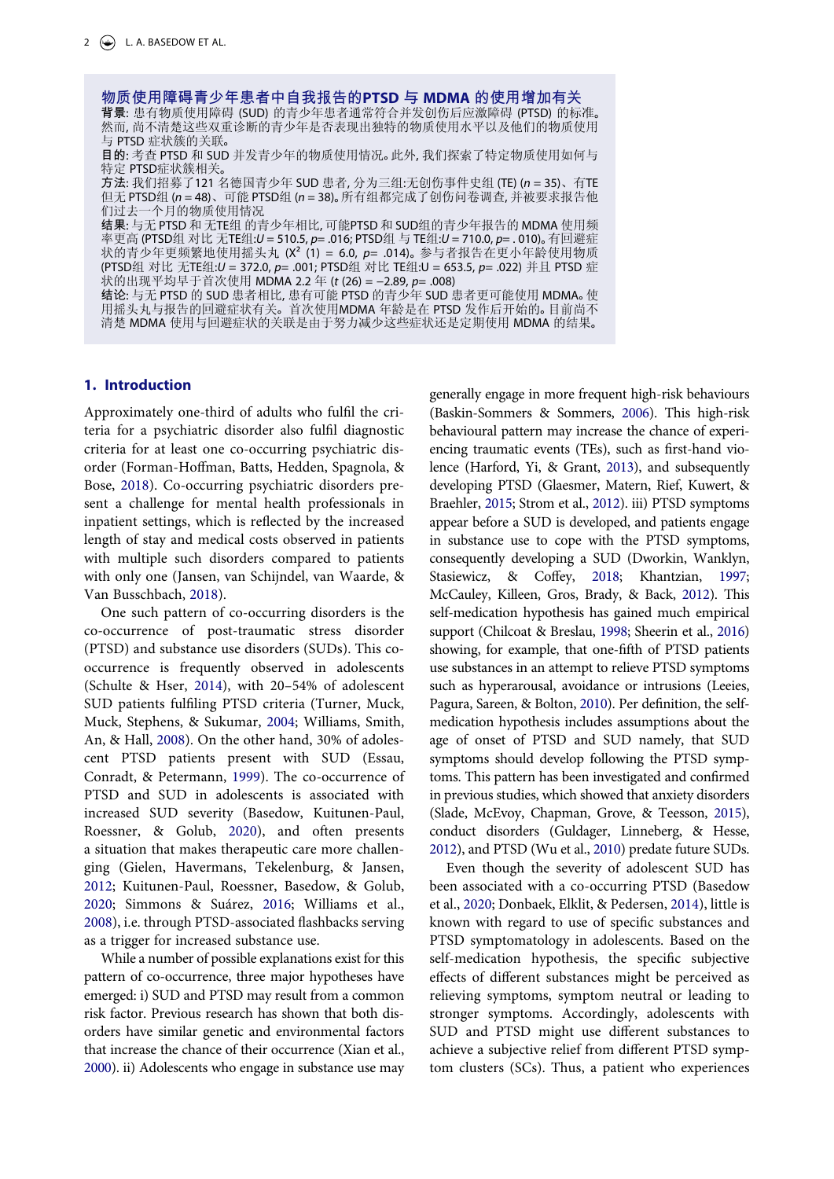**物质使用障碍青少年患者中自我报告的PTSD 与 MDMA 的使用增加有关**

**背景**: 患有物质使用障碍 (SUD) 的青少年患者通常符合并发创伤后应激障碍 (PTSD) 的标准。然而, 尚不清楚这些双重诊断的青少年是否表现出独特的物质使用水平以及他们的物质使用与 PTSD 症状簇的关联。

**目的**: 考查 PTSD 和 SUD 并发青少年的物质使用情况。此外, 我们探索了特定物质使用如何与特定 PTSD症状簇相关。

**方法**: 我们招募了121 名德国青少年 SUD 患者, 分为三组:无创伤事件史组 (TE) ($n = 35$)、有TE但无 PTSD组 ($n = 48$)、可能 PTSD组 ($n = 38$)。所有组都完成了创伤问卷调查, 并被要求报告他们过去一个月的物质使用情况

**结果**: 与无 PTSD 和 无TE组 的青少年相比, 可能PTSD 和 SUD组的青少年报告的 MDMA 使用频率更高 (PTSD组 对比 无TE组:$U = 510.5$, $p = .016$; PTSD组 与 TE组:$U = 710.0$, $p = .010$)。有回避症状的青少年更频繁地使用摇头丸 ($X^2$ (1) = 6.0, $p = .014$)。参与者报告在更小年龄使用物质 (PTSD组 对比 无TE组:$U = 372.0$, $p = .001$; PTSD组 对比 TE组:$U = 653.5$, $p = .022$) 并且 PTSD 症状的出现平均早于首次使用 MDMA 2.2 年 ($t$ (26) = −2.89, $p = .008$)

**结论**: 与无 PTSD 的 SUD 患者相比, 患有可能 PTSD 的青少年 SUD 患者更可能使用 MDMA。使用摇头丸与报告的回避症状有关。首次使用MDMA 年龄是在 PTSD 发作后开始的。目前尚不清楚 MDMA 使用与回避症状的关联是由于努力减少这些症状还是定期使用 MDMA 的结果。

## 1. Introduction

Approximately one-third of adults who fulfil the criteria for a psychiatric disorder also fulfil diagnostic criteria for at least one co-occurring psychiatric disorder (Forman-Hoffman, Batts, Hedden, Spagnola, & Bose, 2018). Co-occurring psychiatric disorders present a challenge for mental health professionals in inpatient settings, which is reflected by the increased length of stay and medical costs observed in patients with multiple such disorders compared to patients with only one (Jansen, van Schijndel, van Waarde, & Van Busschbach, 2018).

One such pattern of co-occurring disorders is the co-occurrence of post-traumatic stress disorder (PTSD) and substance use disorders (SUDs). This co-occurrence is frequently observed in adolescents (Schulte & Hser, 2014), with 20–54% of adolescent SUD patients fulfiling PTSD criteria (Turner, Muck, Muck, Stephens, & Sukumar, 2004; Williams, Smith, An, & Hall, 2008). On the other hand, 30% of adolescent PTSD patients present with SUD (Essau, Conradt, & Petermann, 1999). The co-occurrence of PTSD and SUD in adolescents is associated with increased SUD severity (Basedow, Kuitunen-Paul, Roessner, & Golub, 2020), and often presents a situation that makes therapeutic care more challenging (Gielen, Havermans, Tekelenburg, & Jansen, 2012; Kuitunen-Paul, Roessner, Basedow, & Golub, 2020; Simmons & Suárez, 2016; Williams et al., 2008), i.e. through PTSD-associated flashbacks serving as a trigger for increased substance use.

While a number of possible explanations exist for this pattern of co-occurrence, three major hypotheses have emerged: i) SUD and PTSD may result from a common risk factor. Previous research has shown that both disorders have similar genetic and environmental factors that increase the chance of their occurrence (Xian et al., 2000). ii) Adolescents who engage in substance use may generally engage in more frequent high-risk behaviours (Baskin-Sommers & Sommers, 2006). This high-risk behavioural pattern may increase the chance of experiencing traumatic events (TEs), such as first-hand violence (Harford, Yi, & Grant, 2013), and subsequently developing PTSD (Glaesmer, Matern, Rief, Kuwert, & Braehler, 2015; Strom et al., 2012). iii) PTSD symptoms appear before a SUD is developed, and patients engage in substance use to cope with the PTSD symptoms, consequently developing a SUD (Dworkin, Wanklyn, Stasiewicz, & Coffey, 2018; Khantzian, 1997; McCauley, Killeen, Gros, Brady, & Back, 2012). This self-medication hypothesis has gained much empirical support (Chilcoat & Breslau, 1998; Sheerin et al., 2016) showing, for example, that one-fifth of PTSD patients use substances in an attempt to relieve PTSD symptoms such as hyperarousal, avoidance or intrusions (Leeies, Pagura, Sareen, & Bolton, 2010). Per definition, the self-medication hypothesis includes assumptions about the age of onset of PTSD and SUD namely, that SUD symptoms should develop following the PTSD symptoms. This pattern has been investigated and confirmed in previous studies, which showed that anxiety disorders (Slade, McEvoy, Chapman, Grove, & Teesson, 2015), conduct disorders (Guldager, Linneberg, & Hesse, 2012), and PTSD (Wu et al., 2010) predate future SUDs.

Even though the severity of adolescent SUD has been associated with a co-occurring PTSD (Basedow et al., 2020; Donbaek, Elklit, & Pedersen, 2014), little is known with regard to use of specific substances and PTSD symptomatology in adolescents. Based on the self-medication hypothesis, the specific subjective effects of different substances might be perceived as relieving symptoms, symptom neutral or leading to stronger symptoms. Accordingly, adolescents with SUD and PTSD might use different substances to achieve a subjective relief from different PTSD symptom clusters (SCs). Thus, a patient who experiences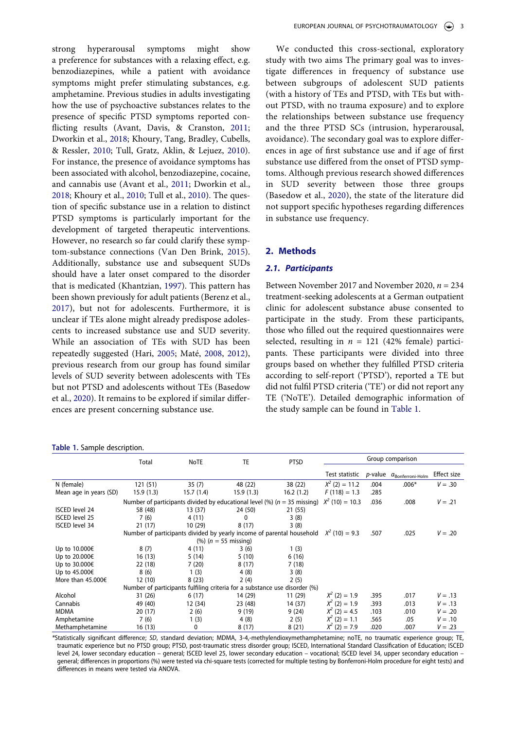strong hyperarousal symptoms might show a preference for substances with a relaxing effect, e.g. benzodiazepines, while a patient with avoidance symptoms might prefer stimulating substances, e.g. amphetamine. Previous studies in adults investigating how the use of psychoactive substances relates to the presence of specific PTSD symptoms reported conflicting results (Avant, Davis, & Cranston, 2011; Dworkin et al., 2018; Khoury, Tang, Bradley, Cubells, & Ressler, 2010; Tull, Gratz, Aklin, & Lejuez, 2010). For instance, the presence of avoidance symptoms has been associated with alcohol, benzodiazepine, cocaine, and cannabis use (Avant et al., 2011; Dworkin et al., 2018; Khoury et al., 2010; Tull et al., 2010). The question of specific substance use in a relation to distinct PTSD symptoms is particularly important for the development of targeted therapeutic interventions. However, no research so far could clarify these symptom-substance connections (Van Den Brink, 2015). Additionally, substance use and subsequent SUDs should have a later onset compared to the disorder that is medicated (Khantzian, 1997). This pattern has been shown previously for adult patients (Berenz et al., 2017), but not for adolescents. Furthermore, it is unclear if TEs alone might already predispose adolescents to increased substance use and SUD severity. While an association of TEs with SUD has been repeatedly suggested (Hari, 2005; Maté, 2008, 2012), previous research from our group has found similar levels of SUD severity between adolescents with TEs but not PTSD and adolescents without TEs (Basedow et al., 2020). It remains to be explored if similar differences are present concerning substance use.

We conducted this cross-sectional, exploratory study with two aims The primary goal was to investigate differences in frequency of substance use between subgroups of adolescent SUD patients (with a history of TEs and PTSD, with TEs but without PTSD, with no trauma exposure) and to explore the relationships between substance use frequency and the three PTSD SCs (intrusion, hyperarousal, avoidance). The secondary goal was to explore differences in age of first substance use and if age of first substance use differed from the onset of PTSD symptoms. Although previous research showed differences in SUD severity between those three groups (Basedow et al., 2020), the state of the literature did not support specific hypotheses regarding differences in substance use frequency.

## 2. Methods

### 2.1. Participants

Between November 2017 and November 2020, $n = 234$ treatment-seeking adolescents at a German outpatient clinic for adolescent substance abuse consented to participate in the study. From these participants, those who filled out the required questionnaires were selected, resulting in $n = 121$ (42% female) participants. These participants were divided into three groups based on whether they fulfilled PTSD criteria according to self-report ('PTSD'), reported a TE but did not fulfil PTSD criteria ('TE') or did not report any TE ('NoTE'). Detailed demographic information of the study sample can be found in Table 1.

**Table 1.** Sample description.

| | Total | NoTE | TE | PTSD | Group comparison | | | |
|---|---|---|---|---|---|---|---|---|
| | | | | | Test statistic | *p*-value | $\alpha_{\text{Bonferroni-Holm}}$ | Effect size |
| N (female) | 121 (51) | 35 (7) | 48 (22) | 38 (22) | $X^2$ (2) = 11.2 | .004 | .006* | $V = .30$ |
| Mean age in years (SD) | 15.9 (1.3) | 15.7 (1.4) | 15.9 (1.3) | 16.2 (1.2) | $F$ (118) = 1.3 | .285 | | |
| | Number of participants divided by educational level (%) ($n$ = 35 missing) | | | | $X^2$ (10) = 10.3 | .036 | .008 | $V = .21$ |
| ISCED level 24 | 58 (48) | 13 (37) | 24 (50) | 21 (55) | | | | |
| ISCED level 25 | 7 (6) | 4 (11) | 0 | 3 (8) | | | | |
| ISCED level 34 | 21 (17) | 10 (29) | 8 (17) | 3 (8) | | | | |
| | Number of participants divided by yearly income of parental household (%) ($n$ = 55 missing) | | | | $X^2$ (10) = 9.3 | .507 | .025 | $V = .20$ |
| Up to 10.000€ | 8 (7) | 4 (11) | 3 (6) | 1 (3) | | | | |
| Up to 20.000€ | 16 (13) | 5 (14) | 5 (10) | 6 (16) | | | | |
| Up to 30.000€ | 22 (18) | 7 (20) | 8 (17) | 7 (18) | | | | |
| Up to 45.000€ | 8 (6) | 1 (3) | 4 (8) | 3 (8) | | | | |
| More than 45.000€ | 12 (10) | 8 (23) | 2 (4) | 2 (5) | | | | |
| | Number of participants fulfiling criteria for a substance use disorder (%) | | | | | | | |
| Alcohol | 31 (26) | 6 (17) | 14 (29) | 11 (29) | $X^2$ (2) = 1.9 | .395 | .017 | $V = .13$ |
| Cannabis | 49 (40) | 12 (34) | 23 (48) | 14 (37) | $X^2$ (2) = 1.9 | .393 | .013 | $V = .13$ |
| MDMA | 20 (17) | 2 (6) | 9 (19) | 9 (24) | $X^2$ (2) = 4.5 | .103 | .010 | $V = .20$ |
| Amphetamine | 7 (6) | 1 (3) | 4 (8) | 2 (5) | $X^2$ (2) = 1.1 | .565 | .05 | $V = .10$ |
| Methamphetamine | 16 (13) | 0 | 8 (17) | 8 (21) | $X^2$ (2) = 7.9 | .020 | .007 | $V = .23$ |

*Statistically significant difference; *SD*, standard deviation; MDMA, 3-4,-methylendioxymethamphetamine; noTE, no traumatic experience group; TE, traumatic experience but no PTSD group; PTSD, post-traumatic stress disorder group; ISCED, International Standard Classification of Education; ISCED level 24, lower secondary education – general; ISCED level 25, lower secondary education – vocational; ISCED level 34, upper secondary education – general; differences in proportions (%) were tested via chi-square tests (corrected for multiple testing by Bonferroni-Holm procedure for eight tests) and differences in means were tested via ANOVA.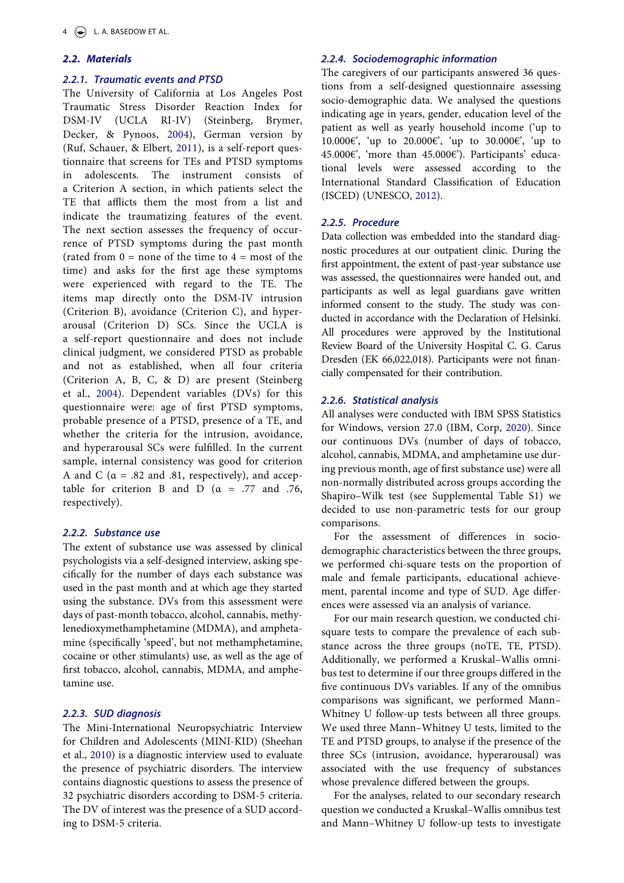## 2.2. Materials

### 2.2.1. Traumatic events and PTSD

The University of California at Los Angeles Post Traumatic Stress Disorder Reaction Index for DSM-IV (UCLA RI-IV) (Steinberg, Brymer, Decker, & Pynoos, 2004), German version by (Ruf, Schauer, & Elbert, 2011), is a self-report questionnaire that screens for TEs and PTSD symptoms in adolescents. The instrument consists of a Criterion A section, in which patients select the TE that afflicts them the most from a list and indicate the traumatizing features of the event. The next section assesses the frequency of occurrence of PTSD symptoms during the past month (rated from 0 = none of the time to 4 = most of the time) and asks for the first age these symptoms were experienced with regard to the TE. The items map directly onto the DSM-IV intrusion (Criterion B), avoidance (Criterion C), and hyperarousal (Criterion D) SCs. Since the UCLA is a self-report questionnaire and does not include clinical judgment, we considered PTSD as probable and not as established, when all four criteria (Criterion A, B, C, & D) are present (Steinberg et al., 2004). Dependent variables (DVs) for this questionnaire were: age of first PTSD symptoms, probable presence of a PTSD, presence of a TE, and whether the criteria for the intrusion, avoidance, and hyperarousal SCs were fulfilled. In the current sample, internal consistency was good for criterion A and C (α = .82 and .81, respectively), and acceptable for criterion B and D (α = .77 and .76, respectively).

### 2.2.2. Substance use

The extent of substance use was assessed by clinical psychologists via a self-designed interview, asking specifically for the number of days each substance was used in the past month and at which age they started using the substance. DVs from this assessment were days of past-month tobacco, alcohol, cannabis, methylenedioxymethamphetamine (MDMA), and amphetamine (specifically 'speed', but not methamphetamine, cocaine or other stimulants) use, as well as the age of first tobacco, alcohol, cannabis, MDMA, and amphetamine use.

### 2.2.3. SUD diagnosis

The Mini-International Neuropsychiatric Interview for Children and Adolescents (MINI-KID) (Sheehan et al., 2010) is a diagnostic interview used to evaluate the presence of psychiatric disorders. The interview contains diagnostic questions to assess the presence of 32 psychiatric disorders according to DSM-5 criteria. The DV of interest was the presence of a SUD according to DSM-5 criteria.

### 2.2.4. Sociodemographic information

The caregivers of our participants answered 36 questions from a self-designed questionnaire assessing socio-demographic data. We analysed the questions indicating age in years, gender, education level of the patient as well as yearly household income ('up to 10.000€', 'up to 20.000€', 'up to 30.000€', 'up to 45.000€', 'more than 45.000€'). Participants' educational levels were assessed according to the International Standard Classification of Education (ISCED) (UNESCO, 2012).

### 2.2.5. Procedure

Data collection was embedded into the standard diagnostic procedures at our outpatient clinic. During the first appointment, the extent of past-year substance use was assessed, the questionnaires were handed out, and participants as well as legal guardians gave written informed consent to the study. The study was conducted in accordance with the Declaration of Helsinki. All procedures were approved by the Institutional Review Board of the University Hospital C. G. Carus Dresden (EK 66,022,018). Participants were not financially compensated for their contribution.

### 2.2.6. Statistical analysis

All analyses were conducted with IBM SPSS Statistics for Windows, version 27.0 (IBM, Corp, 2020). Since our continuous DVs (number of days of tobacco, alcohol, cannabis, MDMA, and amphetamine use during previous month, age of first substance use) were all non-normally distributed across groups according the Shapiro–Wilk test (see Supplemental Table S1) we decided to use non-parametric tests for our group comparisons.

For the assessment of differences in socio-demographic characteristics between the three groups, we performed chi-square tests on the proportion of male and female participants, educational achievement, parental income and type of SUD. Age differences were assessed via an analysis of variance.

For our main research question, we conducted chi-square tests to compare the prevalence of each substance across the three groups (noTE, TE, PTSD). Additionally, we performed a Kruskal–Wallis omnibus test to determine if our three groups differed in the five continuous DVs variables. If any of the omnibus comparisons was significant, we performed Mann–Whitney U follow-up tests between all three groups. We used three Mann–Whitney U tests, limited to the TE and PTSD groups, to analyse if the presence of the three SCs (intrusion, avoidance, hyperarousal) was associated with the use frequency of substances whose prevalence differed between the groups.

For the analyses, related to our secondary research question we conducted a Kruskal–Wallis omnibus test and Mann–Whitney U follow-up tests to investigate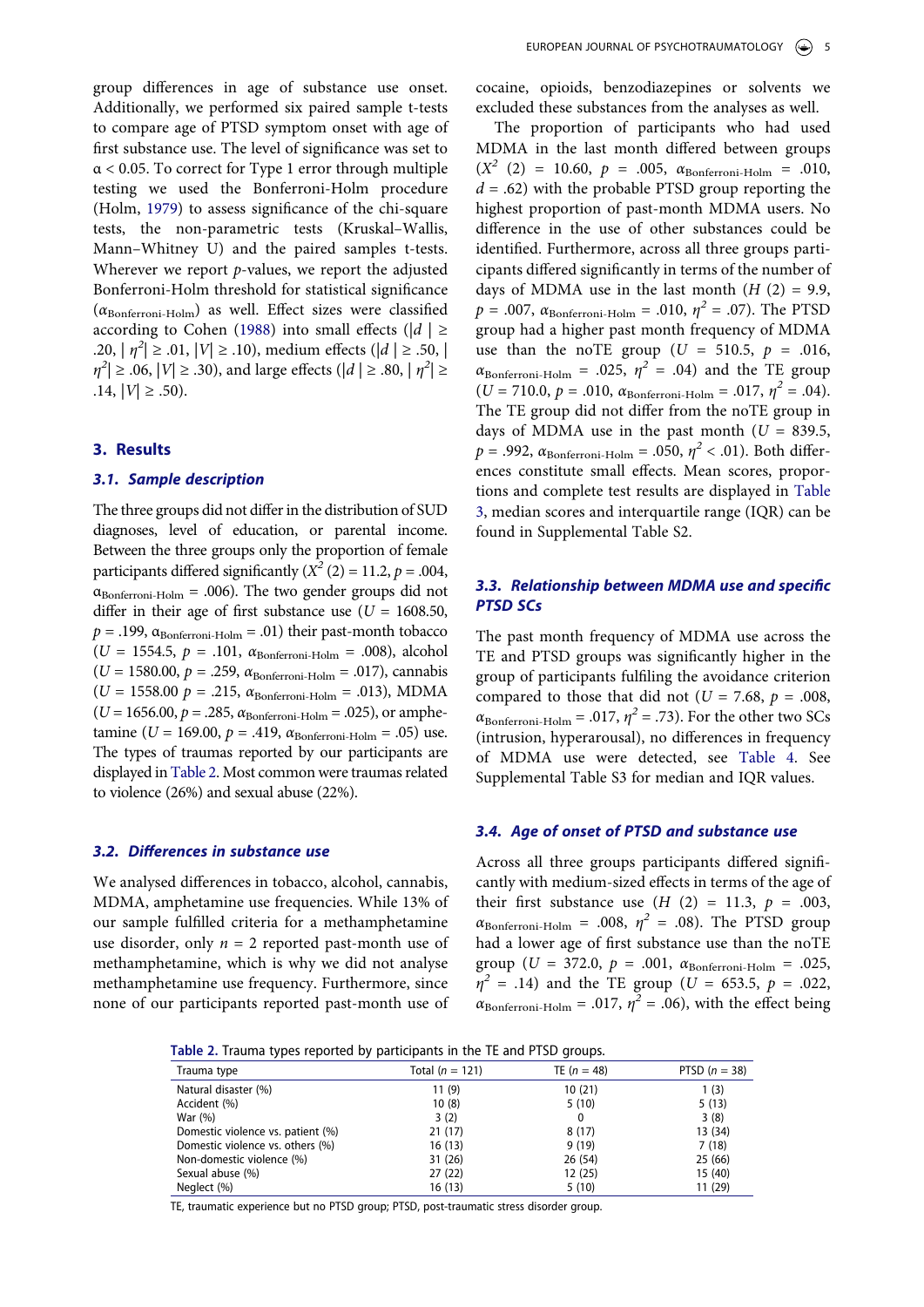group differences in age of substance use onset. Additionally, we performed six paired sample t-tests to compare age of PTSD symptom onset with age of first substance use. The level of significance was set to $\alpha < 0.05$. To correct for Type 1 error through multiple testing we used the Bonferroni-Holm procedure (Holm, 1979) to assess significance of the chi-square tests, the non-parametric tests (Kruskal–Wallis, Mann–Whitney U) and the paired samples t-tests. Wherever we report *p*-values, we report the adjusted Bonferroni-Holm threshold for statistical significance ($\alpha_{\text{Bonferroni-Holm}}$) as well. Effect sizes were classified according to Cohen (1988) into small effects ($|d| \geq .20$, $|\eta^2| \geq .01$, $|V| \geq .10$), medium effects ($|d| \geq .50$, $|\eta^2| \geq .06$, $|V| \geq .30$), and large effects ($|d| \geq .80$, $|\eta^2| \geq .14$, $|V| \geq .50$).

## 3. Results

### 3.1. Sample description

The three groups did not differ in the distribution of SUD diagnoses, level of education, or parental income. Between the three groups only the proportion of female participants differed significantly ($X^2$ (2) = 11.2, $p = .004$, $\alpha_{\text{Bonferroni-Holm}} = .006$). The two gender groups did not differ in their age of first substance use ($U = 1608.50$, $p = .199$, $\alpha_{\text{Bonferroni-Holm}} = .01$) their past-month tobacco ($U = 1554.5$, $p = .101$, $\alpha_{\text{Bonferroni-Holm}} = .008$), alcohol ($U = 1580.00$, $p = .259$, $\alpha_{\text{Bonferroni-Holm}} = .017$), cannabis ($U = 1558.00$ $p = .215$, $\alpha_{\text{Bonferroni-Holm}} = .013$), MDMA ($U = 1656.00$, $p = .285$, $\alpha_{\text{Bonferroni-Holm}} = .025$), or amphetamine ($U = 169.00$, $p = .419$, $\alpha_{\text{Bonferroni-Holm}} = .05$) use. The types of traumas reported by our participants are displayed in Table 2. Most common were traumas related to violence (26%) and sexual abuse (22%).

### 3.2. Differences in substance use

We analysed differences in tobacco, alcohol, cannabis, MDMA, amphetamine use frequencies. While 13% of our sample fulfilled criteria for a methamphetamine use disorder, only $n = 2$ reported past-month use of methamphetamine, which is why we did not analyse methamphetamine use frequency. Furthermore, since none of our participants reported past-month use of cocaine, opioids, benzodiazepines or solvents we excluded these substances from the analyses as well.

The proportion of participants who had used MDMA in the last month differed between groups ($X^2$ (2) = 10.60, $p = .005$, $\alpha_{\text{Bonferroni-Holm}} = .010$, $d = .62$) with the probable PTSD group reporting the highest proportion of past-month MDMA users. No difference in the use of other substances could be identified. Furthermore, across all three groups participants differed significantly in terms of the number of days of MDMA use in the last month ($H$ (2) = 9.9, $p = .007$, $\alpha_{\text{Bonferroni-Holm}} = .010$, $\eta^2 = .07$). The PTSD group had a higher past month frequency of MDMA use than the noTE group ($U = 510.5$, $p = .016$, $\alpha_{\text{Bonferroni-Holm}} = .025$, $\eta^2 = .04$) and the TE group ($U = 710.0$, $p = .010$, $\alpha_{\text{Bonferroni-Holm}} = .017$, $\eta^2 = .04$). The TE group did not differ from the noTE group in days of MDMA use in the past month ($U = 839.5$, $p = .992$, $\alpha_{\text{Bonferroni-Holm}} = .050$, $\eta^2 < .01$). Both differences constitute small effects. Mean scores, proportions and complete test results are displayed in Table 3, median scores and interquartile range (IQR) can be found in Supplemental Table S2.

### 3.3. Relationship between MDMA use and specific PTSD SCs

The past month frequency of MDMA use across the TE and PTSD groups was significantly higher in the group of participants fulfiling the avoidance criterion compared to those that did not ($U = 7.68$, $p = .008$, $\alpha_{\text{Bonferroni-Holm}} = .017$, $\eta^2 = .73$). For the other two SCs (intrusion, hyperarousal), no differences in frequency of MDMA use were detected, see Table 4. See Supplemental Table S3 for median and IQR values.

### 3.4. Age of onset of PTSD and substance use

Across all three groups participants differed significantly with medium-sized effects in terms of the age of their first substance use ($H$ (2) = 11.3, $p = .003$, $\alpha_{\text{Bonferroni-Holm}} = .008$, $\eta^2 = .08$). The PTSD group had a lower age of first substance use than the noTE group ($U = 372.0$, $p = .001$, $\alpha_{\text{Bonferroni-Holm}} = .025$, $\eta^2 = .14$) and the TE group ($U = 653.5$, $p = .022$, $\alpha_{\text{Bonferroni-Holm}} = .017$, $\eta^2 = .06$), with the effect being

**Table 2.** Trauma types reported by participants in the TE and PTSD groups.

| Trauma type | Total (*n* = 121) | TE (*n* = 48) | PTSD (*n* = 38) |
|---|---|---|---|
| Natural disaster (%) | 11 (9) | 10 (21) | 1 (3) |
| Accident (%) | 10 (8) | 5 (10) | 5 (13) |
| War (%) | 3 (2) | 0 | 3 (8) |
| Domestic violence vs. patient (%) | 21 (17) | 8 (17) | 13 (34) |
| Domestic violence vs. others (%) | 16 (13) | 9 (19) | 7 (18) |
| Non-domestic violence (%) | 31 (26) | 26 (54) | 25 (66) |
| Sexual abuse (%) | 27 (22) | 12 (25) | 15 (40) |
| Neglect (%) | 16 (13) | 5 (10) | 11 (29) |

TE, traumatic experience but no PTSD group; PTSD, post-traumatic stress disorder group.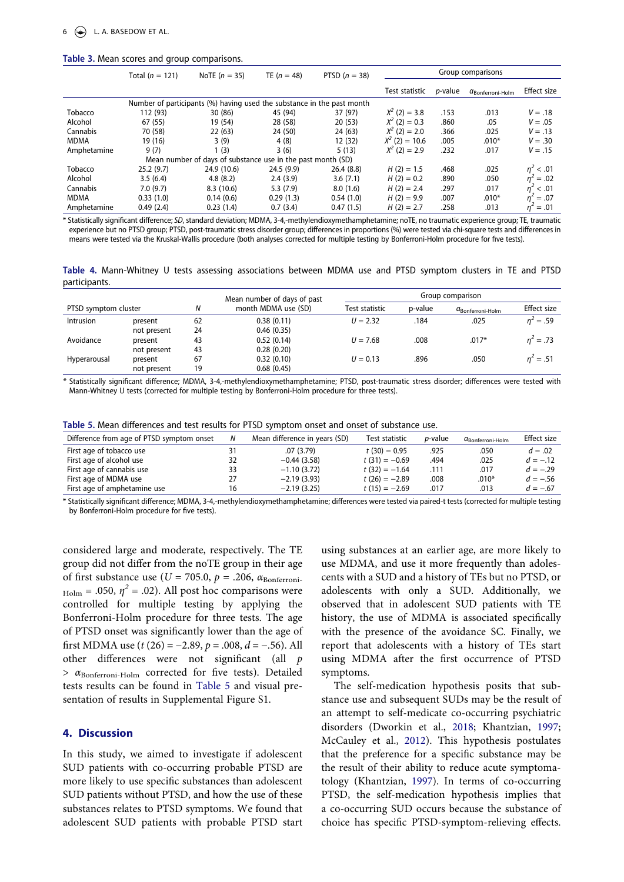**Table 3.** Mean scores and group comparisons.

| | Total ($n$ = 121) | NoTE ($n$ = 35) | TE ($n$ = 48) | PTSD ($n$ = 38) | Group comparisons | | | |
|---|---|---|---|---|---|---|---|---|
| | | | | | Test statistic | *p*-value | $\alpha_{\text{Bonferroni-Holm}}$ | Effect size |
| | Number of participants (%) having used the substance in the past month | | | | | | | |
| Tobacco | 112 (93) | 30 (86) | 45 (94) | 37 (97) | $X^2$ (2) = 3.8 | .153 | .013 | $V$ = .18 |
| Alcohol | 67 (55) | 19 (54) | 28 (58) | 20 (53) | $X^2$ (2) = 0.3 | .860 | .05 | $V$ = .05 |
| Cannabis | 70 (58) | 22 (63) | 24 (50) | 24 (63) | $X^2$ (2) = 2.0 | .366 | .025 | $V$ = .13 |
| MDMA | 19 (16) | 3 (9) | 4 (8) | 12 (32) | $X^2$ (2) = 10.6 | .005 | .010* | $V$ = .30 |
| Amphetamine | 9 (7) | 1 (3) | 3 (6) | 5 (13) | $X^2$ (2) = 2.9 | .232 | .017 | $V$ = .15 |
| | Mean number of days of substance use in the past month (SD) | | | | | | | |
| Tobacco | 25.2 (9.7) | 24.9 (10.6) | 24.5 (9.9) | 26.4 (8.8) | $H$ (2) = 1.5 | .468 | .025 | $\eta^2$ < .01 |
| Alcohol | 3.5 (6.4) | 4.8 (8.2) | 2.4 (3.9) | 3.6 (7.1) | $H$ (2) = 0.2 | .890 | .050 | $\eta^2$ = .02 |
| Cannabis | 7.0 (9.7) | 8.3 (10.6) | 5.3 (7.9) | 8.0 (1.6) | $H$ (2) = 2.4 | .297 | .017 | $\eta^2$ < .01 |
| MDMA | 0.33 (1.0) | 0.14 (0.6) | 0.29 (1.3) | 0.54 (1.0) | $H$ (2) = 9.9 | .007 | .010* | $\eta^2$ = .07 |
| Amphetamine | 0.49 (2.4) | 0.23 (1.4) | 0.7 (3.4) | 0.47 (1.5) | $H$ (2) = 2.7 | .258 | .013 | $\eta^2$ = .01 |

\* Statistically significant difference; *SD*, standard deviation; MDMA, 3-4,-methylendioxymethamphetamine; noTE, no traumatic experience group; TE, traumatic experience but no PTSD group; PTSD, post-traumatic stress disorder group; differences in proportions (%) were tested via chi-square tests and differences in means were tested via the Kruskal-Wallis procedure (both analyses corrected for multiple testing by Bonferroni-Holm procedure for five tests).

**Table 4.** Mann-Whitney U tests assessing associations between MDMA use and PTSD symptom clusters in TE and PTSD participants.

| PTSD symptom cluster | | $N$ | Mean number of days of past month MDMA use (SD) | Group comparison | | | |
|---|---|---|---|---|---|---|---|
| | | | | Test statistic | p-value | $\alpha_{\text{Bonferroni-Holm}}$ | Effect size |
| Intrusion | present | 62 | 0.38 (0.11) | $U$ = 2.32 | .184 | .025 | $\eta^2$ = .59 |
| | not present | 24 | 0.46 (0.35) | | | | |
| Avoidance | present | 43 | 0.52 (0.14) | $U$ = 7.68 | .008 | .017* | $\eta^2$ = .73 |
| | not present | 43 | 0.28 (0.20) | | | | |
| Hyperarousal | present | 67 | 0.32 (0.10) | $U$ = 0.13 | .896 | .050 | $\eta^2$ = .51 |
| | not present | 19 | 0.68 (0.45) | | | | |

\* Statistically significant difference; MDMA, 3-4,-methylendioxymethamphetamine; PTSD, post-traumatic stress disorder; differences were tested with Mann-Whitney U tests (corrected for multiple testing by Bonferroni-Holm procedure for three tests).

**Table 5.** Mean differences and test results for PTSD symptom onset and onset of substance use.

| Difference from age of PTSD symptom onset | $N$ | Mean difference in years (SD) | Test statistic | *p*-value | $\alpha_{\text{Bonferroni-Holm}}$ | Effect size |
|---|---|---|---|---|---|---|
| First age of tobacco use | 31 | .07 (3.79) | $t$ (30) = 0.95 | .925 | .050 | $d$ = .02 |
| First age of alcohol use | 32 | −0.44 (3.58) | $t$ (31) = −0.69 | .494 | .025 | $d$ = −.12 |
| First age of cannabis use | 33 | −1.10 (3.72) | $t$ (32) = −1.64 | .111 | .017 | $d$ = −.29 |
| First age of MDMA use | 27 | −2.19 (3.93) | $t$ (26) = −2.89 | .008 | .010* | $d$ = −.56 |
| First age of amphetamine use | 16 | −2.19 (3.25) | $t$ (15) = −2.69 | .017 | .013 | $d$ = −.67 |

\* Statistically significant difference; MDMA, 3-4,-methylendioxymethamphetamine; differences were tested via paired-t tests (corrected for multiple testing by Bonferroni-Holm procedure for five tests).

considered large and moderate, respectively. The TE group did not differ from the noTE group in their age of first substance use ($U$ = 705.0, $p$ = .206, $\alpha_{\text{Bonferroni-Holm}}$ = .050, $\eta^2$ = .02). All post hoc comparisons were controlled for multiple testing by applying the Bonferroni-Holm procedure for three tests. The age of PTSD onset was significantly lower than the age of first MDMA use ($t$ (26) = −2.89, $p$ = .008, $d$ = −.56). All other differences were not significant (all $p$ > $\alpha_{\text{Bonferroni-Holm}}$ corrected for five tests). Detailed tests results can be found in Table 5 and visual presentation of results in Supplemental Figure S1.

## 4. Discussion

In this study, we aimed to investigate if adolescent SUD patients with co-occurring probable PTSD are more likely to use specific substances than adolescent SUD patients without PTSD, and how the use of these substances relates to PTSD symptoms. We found that adolescent SUD patients with probable PTSD start using substances at an earlier age, are more likely to use MDMA, and use it more frequently than adolescents with a SUD and a history of TEs but no PTSD, or adolescents with only a SUD. Additionally, we observed that in adolescent SUD patients with TE history, the use of MDMA is associated specifically with the presence of the avoidance SC. Finally, we report that adolescents with a history of TEs start using MDMA after the first occurrence of PTSD symptoms.

The self-medication hypothesis posits that substance use and subsequent SUDs may be the result of an attempt to self-medicate co-occurring psychiatric disorders (Dworkin et al., 2018; Khantzian, 1997; McCauley et al., 2012). This hypothesis postulates that the preference for a specific substance may be the result of their ability to reduce acute symptomatology (Khantzian, 1997). In terms of co-occurring PTSD, the self-medication hypothesis implies that a co-occurring SUD occurs because the substance of choice has specific PTSD-symptom-relieving effects.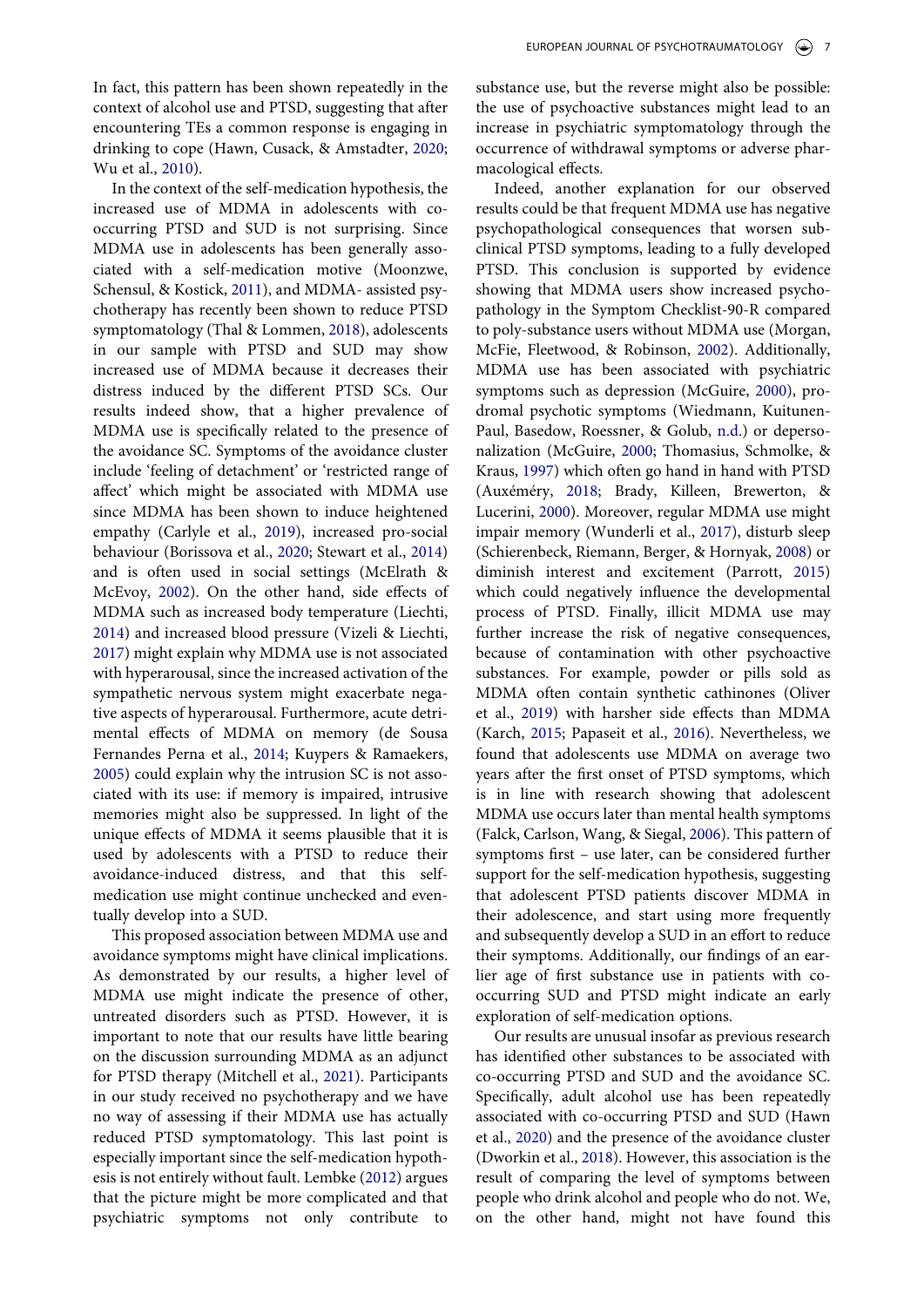In fact, this pattern has been shown repeatedly in the context of alcohol use and PTSD, suggesting that after encountering TEs a common response is engaging in drinking to cope (Hawn, Cusack, & Amstadter, 2020; Wu et al., 2010).

In the context of the self-medication hypothesis, the increased use of MDMA in adolescents with co-occurring PTSD and SUD is not surprising. Since MDMA use in adolescents has been generally associated with a self-medication motive (Moonzwe, Schensul, & Kostick, 2011), and MDMA- assisted psychotherapy has recently been shown to reduce PTSD symptomatology (Thal & Lommen, 2018), adolescents in our sample with PTSD and SUD may show increased use of MDMA because it decreases their distress induced by the different PTSD SCs. Our results indeed show, that a higher prevalence of MDMA use is specifically related to the presence of the avoidance SC. Symptoms of the avoidance cluster include 'feeling of detachment' or 'restricted range of affect' which might be associated with MDMA use since MDMA has been shown to induce heightened empathy (Carlyle et al., 2019), increased pro-social behaviour (Borissova et al., 2020; Stewart et al., 2014) and is often used in social settings (McElrath & McEvoy, 2002). On the other hand, side effects of MDMA such as increased body temperature (Liechti, 2014) and increased blood pressure (Vizeli & Liechti, 2017) might explain why MDMA use is not associated with hyperarousal, since the increased activation of the sympathetic nervous system might exacerbate negative aspects of hyperarousal. Furthermore, acute detrimental effects of MDMA on memory (de Sousa Fernandes Perna et al., 2014; Kuypers & Ramaekers, 2005) could explain why the intrusion SC is not associated with its use: if memory is impaired, intrusive memories might also be suppressed. In light of the unique effects of MDMA it seems plausible that it is used by adolescents with a PTSD to reduce their avoidance-induced distress, and that this self-medication use might continue unchecked and eventually develop into a SUD.

This proposed association between MDMA use and avoidance symptoms might have clinical implications. As demonstrated by our results, a higher level of MDMA use might indicate the presence of other, untreated disorders such as PTSD. However, it is important to note that our results have little bearing on the discussion surrounding MDMA as an adjunct for PTSD therapy (Mitchell et al., 2021). Participants in our study received no psychotherapy and we have no way of assessing if their MDMA use has actually reduced PTSD symptomatology. This last point is especially important since the self-medication hypothesis is not entirely without fault. Lembke (2012) argues that the picture might be more complicated and that psychiatric symptoms not only contribute to substance use, but the reverse might also be possible: the use of psychoactive substances might lead to an increase in psychiatric symptomatology through the occurrence of withdrawal symptoms or adverse pharmacological effects.

Indeed, another explanation for our observed results could be that frequent MDMA use has negative psychopathological consequences that worsen subclinical PTSD symptoms, leading to a fully developed PTSD. This conclusion is supported by evidence showing that MDMA users show increased psychopathology in the Symptom Checklist-90-R compared to poly-substance users without MDMA use (Morgan, McFie, Fleetwood, & Robinson, 2002). Additionally, MDMA use has been associated with psychiatric symptoms such as depression (McGuire, 2000), prodromal psychotic symptoms (Wiedmann, Kuitunen-Paul, Basedow, Roessner, & Golub, n.d.) or depersonalization (McGuire, 2000; Thomasius, Schmolke, & Kraus, 1997) which often go hand in hand with PTSD (Auxéméry, 2018; Brady, Killeen, Brewerton, & Lucerini, 2000). Moreover, regular MDMA use might impair memory (Wunderli et al., 2017), disturb sleep (Schierenbeck, Riemann, Berger, & Hornyak, 2008) or diminish interest and excitement (Parrott, 2015) which could negatively influence the developmental process of PTSD. Finally, illicit MDMA use may further increase the risk of negative consequences, because of contamination with other psychoactive substances. For example, powder or pills sold as MDMA often contain synthetic cathinones (Oliver et al., 2019) with harsher side effects than MDMA (Karch, 2015; Papaseit et al., 2016). Nevertheless, we found that adolescents use MDMA on average two years after the first onset of PTSD symptoms, which is in line with research showing that adolescent MDMA use occurs later than mental health symptoms (Falck, Carlson, Wang, & Siegal, 2006). This pattern of symptoms first – use later, can be considered further support for the self-medication hypothesis, suggesting that adolescent PTSD patients discover MDMA in their adolescence, and start using more frequently and subsequently develop a SUD in an effort to reduce their symptoms. Additionally, our findings of an earlier age of first substance use in patients with co-occurring SUD and PTSD might indicate an early exploration of self-medication options.

Our results are unusual insofar as previous research has identified other substances to be associated with co-occurring PTSD and SUD and the avoidance SC. Specifically, adult alcohol use has been repeatedly associated with co-occurring PTSD and SUD (Hawn et al., 2020) and the presence of the avoidance cluster (Dworkin et al., 2018). However, this association is the result of comparing the level of symptoms between people who drink alcohol and people who do not. We, on the other hand, might not have found this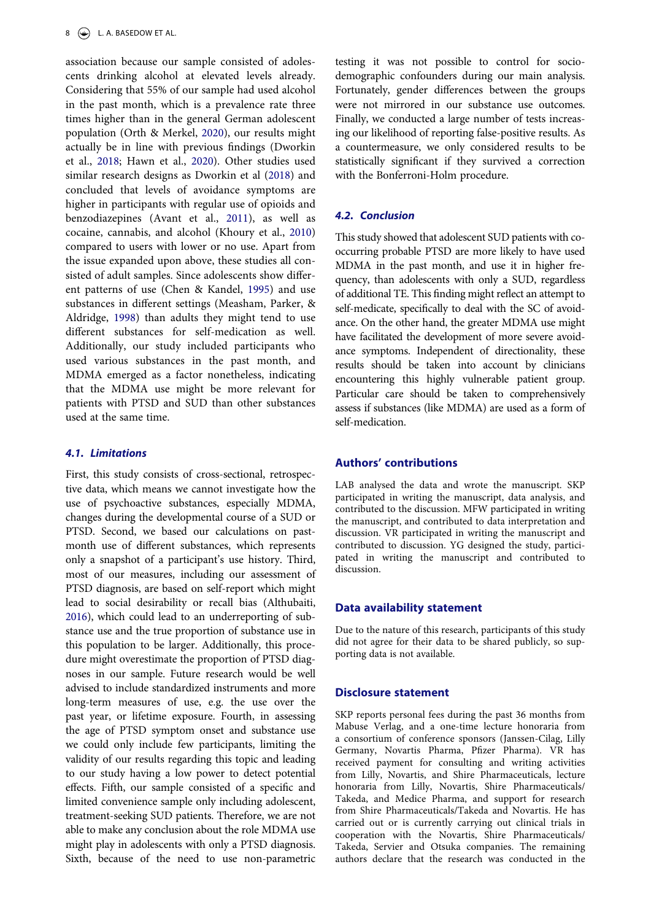association because our sample consisted of adolescents drinking alcohol at elevated levels already. Considering that 55% of our sample had used alcohol in the past month, which is a prevalence rate three times higher than in the general German adolescent population (Orth & Merkel, 2020), our results might actually be in line with previous findings (Dworkin et al., 2018; Hawn et al., 2020). Other studies used similar research designs as Dworkin et al (2018) and concluded that levels of avoidance symptoms are higher in participants with regular use of opioids and benzodiazepines (Avant et al., 2011), as well as cocaine, cannabis, and alcohol (Khoury et al., 2010) compared to users with lower or no use. Apart from the issue expanded upon above, these studies all consisted of adult samples. Since adolescents show different patterns of use (Chen & Kandel, 1995) and use substances in different settings (Measham, Parker, & Aldridge, 1998) than adults they might tend to use different substances for self-medication as well. Additionally, our study included participants who used various substances in the past month, and MDMA emerged as a factor nonetheless, indicating that the MDMA use might be more relevant for patients with PTSD and SUD than other substances used at the same time.

### *4.1. Limitations*

First, this study consists of cross-sectional, retrospective data, which means we cannot investigate how the use of psychoactive substances, especially MDMA, changes during the developmental course of a SUD or PTSD. Second, we based our calculations on past-month use of different substances, which represents only a snapshot of a participant's use history. Third, most of our measures, including our assessment of PTSD diagnosis, are based on self-report which might lead to social desirability or recall bias (Althubaiti, 2016), which could lead to an underreporting of substance use and the true proportion of substance use in this population to be larger. Additionally, this procedure might overestimate the proportion of PTSD diagnoses in our sample. Future research would be well advised to include standardized instruments and more long-term measures of use, e.g. the use over the past year, or lifetime exposure. Fourth, in assessing the age of PTSD symptom onset and substance use we could only include few participants, limiting the validity of our results regarding this topic and leading to our study having a low power to detect potential effects. Fifth, our sample consisted of a specific and limited convenience sample only including adolescent, treatment-seeking SUD patients. Therefore, we are not able to make any conclusion about the role MDMA use might play in adolescents with only a PTSD diagnosis. Sixth, because of the need to use non-parametric testing it was not possible to control for socio-demographic confounders during our main analysis. Fortunately, gender differences between the groups were not mirrored in our substance use outcomes. Finally, we conducted a large number of tests increasing our likelihood of reporting false-positive results. As a countermeasure, we only considered results to be statistically significant if they survived a correction with the Bonferroni-Holm procedure.

### *4.2. Conclusion*

This study showed that adolescent SUD patients with co-occurring probable PTSD are more likely to have used MDMA in the past month, and use it in higher frequency, than adolescents with only a SUD, regardless of additional TE. This finding might reflect an attempt to self-medicate, specifically to deal with the SC of avoidance. On the other hand, the greater MDMA use might have facilitated the development of more severe avoidance symptoms. Independent of directionality, these results should be taken into account by clinicians encountering this highly vulnerable patient group. Particular care should be taken to comprehensively assess if substances (like MDMA) are used as a form of self-medication.

## Authors' contributions

LAB analysed the data and wrote the manuscript. SKP participated in writing the manuscript, data analysis, and contributed to the discussion. MFW participated in writing the manuscript, and contributed to data interpretation and discussion. VR participated in writing the manuscript and contributed to discussion. YG designed the study, participated in writing the manuscript and contributed to discussion.

## Data availability statement

Due to the nature of this research, participants of this study did not agree for their data to be shared publicly, so supporting data is not available.

## Disclosure statement

SKP reports personal fees during the past 36 months from Mabuse Verlag, and a one-time lecture honoraria from a consortium of conference sponsors (Janssen-Cilag, Lilly Germany, Novartis Pharma, Pfizer Pharma). VR has received payment for consulting and writing activities from Lilly, Novartis, and Shire Pharmaceuticals, lecture honoraria from Lilly, Novartis, Shire Pharmaceuticals/Takeda, and Medice Pharma, and support for research from Shire Pharmaceuticals/Takeda and Novartis. He has carried out or is currently carrying out clinical trials in cooperation with the Novartis, Shire Pharmaceuticals/Takeda, Servier and Otsuka companies. The remaining authors declare that the research was conducted in the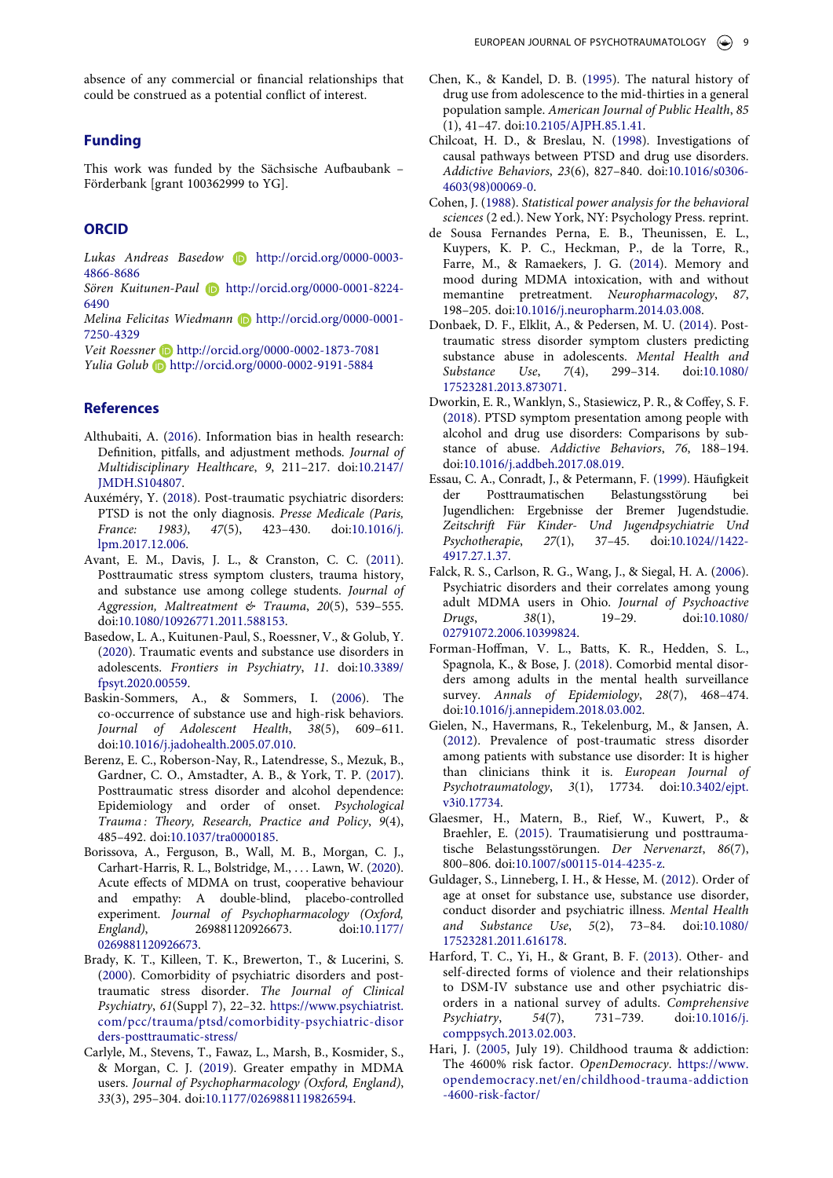absence of any commercial or financial relationships that could be construed as a potential conflict of interest.

## Funding

This work was funded by the Sächsische Aufbaubank – Förderbank [grant 100362999 to YG].

## ORCID

*Lukas Andreas Basedow* http://orcid.org/0000-0003-4866-8686
*Sören Kuitunen-Paul* http://orcid.org/0000-0001-8224-6490
*Melina Felicitas Wiedmann* http://orcid.org/0000-0001-7250-4329
*Veit Roessner* http://orcid.org/0000-0002-1873-7081
*Yulia Golub* http://orcid.org/0000-0002-9191-5884

## References

Althubaiti, A. (2016). Information bias in health research: Definition, pitfalls, and adjustment methods. *Journal of Multidisciplinary Healthcare*, *9*, 211–217. doi:10.2147/JMDH.S104807.

Auxéméry, Y. (2018). Post-traumatic psychiatric disorders: PTSD is not the only diagnosis. *Presse Medicale (Paris, France: 1983)*, *47*(5), 423–430. doi:10.1016/j.lpm.2017.12.006.

Avant, E. M., Davis, J. L., & Cranston, C. C. (2011). Posttraumatic stress symptom clusters, trauma history, and substance use among college students. *Journal of Aggression, Maltreatment & Trauma*, *20*(5), 539–555. doi:10.1080/10926771.2011.588153.

Basedow, L. A., Kuitunen-Paul, S., Roessner, V., & Golub, Y. (2020). Traumatic events and substance use disorders in adolescents. *Frontiers in Psychiatry*, *11*. doi:10.3389/fpsyt.2020.00559.

Baskin-Sommers, A., & Sommers, I. (2006). The co-occurrence of substance use and high-risk behaviors. *Journal of Adolescent Health*, *38*(5), 609–611. doi:10.1016/j.jadohealth.2005.07.010.

Berenz, E. C., Roberson-Nay, R., Latendresse, S., Mezuk, B., Gardner, C. O., Amstadter, A. B., & York, T. P. (2017). Posttraumatic stress disorder and alcohol dependence: Epidemiology and order of onset. *Psychological Trauma : Theory, Research, Practice and Policy*, *9*(4), 485–492. doi:10.1037/tra0000185.

Borissova, A., Ferguson, B., Wall, M. B., Morgan, C. J., Carhart-Harris, R. L., Bolstridge, M., … Lawn, W. (2020). Acute effects of MDMA on trust, cooperative behaviour and empathy: A double-blind, placebo-controlled experiment. *Journal of Psychopharmacology (Oxford, England)*, 269881120926673. doi:10.1177/0269881120926673.

Brady, K. T., Killeen, T. K., Brewerton, T., & Lucerini, S. (2000). Comorbidity of psychiatric disorders and posttraumatic stress disorder. *The Journal of Clinical Psychiatry*, *61*(Suppl 7), 22–32. https://www.psychiatrist.com/pcc/trauma/ptsd/comorbidity-psychiatric-disorders-posttraumatic-stress/

Carlyle, M., Stevens, T., Fawaz, L., Marsh, B., Kosmider, S., & Morgan, C. J. (2019). Greater empathy in MDMA users. *Journal of Psychopharmacology (Oxford, England)*, *33*(3), 295–304. doi:10.1177/0269881119826594.

Chen, K., & Kandel, D. B. (1995). The natural history of drug use from adolescence to the mid-thirties in a general population sample. *American Journal of Public Health*, *85* (1), 41–47. doi:10.2105/AJPH.85.1.41.

Chilcoat, H. D., & Breslau, N. (1998). Investigations of causal pathways between PTSD and drug use disorders. *Addictive Behaviors*, *23*(6), 827–840. doi:10.1016/s0306-4603(98)00069-0.

Cohen, J. (1988). *Statistical power analysis for the behavioral sciences* (2 ed.). New York, NY: Psychology Press. reprint.

de Sousa Fernandes Perna, E. B., Theunissen, E. L., Kuypers, K. P. C., Heckman, P., de la Torre, R., Farre, M., & Ramaekers, J. G. (2014). Memory and mood during MDMA intoxication, with and without memantine pretreatment. *Neuropharmacology*, *87*, 198–205. doi:10.1016/j.neuropharm.2014.03.008.

Donbaek, D. F., Elklit, A., & Pedersen, M. U. (2014). Post-traumatic stress disorder symptom clusters predicting substance abuse in adolescents. *Mental Health and Substance Use*, *7*(4), 299–314. doi:10.1080/17523281.2013.873071.

Dworkin, E. R., Wanklyn, S., Stasiewicz, P. R., & Coffey, S. F. (2018). PTSD symptom presentation among people with alcohol and drug use disorders: Comparisons by substance of abuse. *Addictive Behaviors*, *76*, 188–194. doi:10.1016/j.addbeh.2017.08.019.

Essau, C. A., Conradt, J., & Petermann, F. (1999). Häufigkeit der Posttraumatischen Belastungsstörung bei Jugendlichen: Ergebnisse der Bremer Jugendstudie. *Zeitschrift Für Kinder- Und Jugendpsychiatrie Und Psychotherapie*, *27*(1), 37–45. doi:10.1024//1422-4917.27.1.37.

Falck, R. S., Carlson, R. G., Wang, J., & Siegal, H. A. (2006). Psychiatric disorders and their correlates among young adult MDMA users in Ohio. *Journal of Psychoactive Drugs*, *38*(1), 19–29. doi:10.1080/02791072.2006.10399824.

Forman-Hoffman, V. L., Batts, K. R., Hedden, S. L., Spagnola, K., & Bose, J. (2018). Comorbid mental disorders among adults in the mental health surveillance survey. *Annals of Epidemiology*, *28*(7), 468–474. doi:10.1016/j.annepidem.2018.03.002.

Gielen, N., Havermans, R., Tekelenburg, M., & Jansen, A. (2012). Prevalence of post-traumatic stress disorder among patients with substance use disorder: It is higher than clinicians think it is. *European Journal of Psychotraumatology*, *3*(1), 17734. doi:10.3402/ejpt.v3i0.17734.

Glaesmer, H., Matern, B., Rief, W., Kuwert, P., & Braehler, E. (2015). Traumatisierung und posttraumatische Belastungsstörungen. *Der Nervenarzt*, *86*(7), 800–806. doi:10.1007/s00115-014-4235-z.

Guldager, S., Linneberg, I. H., & Hesse, M. (2012). Order of age at onset for substance use, substance use disorder, conduct disorder and psychiatric illness. *Mental Health and Substance Use*, *5*(2), 73–84. doi:10.1080/17523281.2011.616178.

Harford, T. C., Yi, H., & Grant, B. F. (2013). Other- and self-directed forms of violence and their relationships to DSM-IV substance use and other psychiatric disorders in a national survey of adults. *Comprehensive Psychiatry*, *54*(7), 731–739. doi:10.1016/j.comppsych.2013.02.003.

Hari, J. (2005, July 19). Childhood trauma & addiction: The 4600% risk factor. *OpenDemocracy*. https://www.opendemocracy.net/en/childhood-trauma-addiction-4600-risk-factor/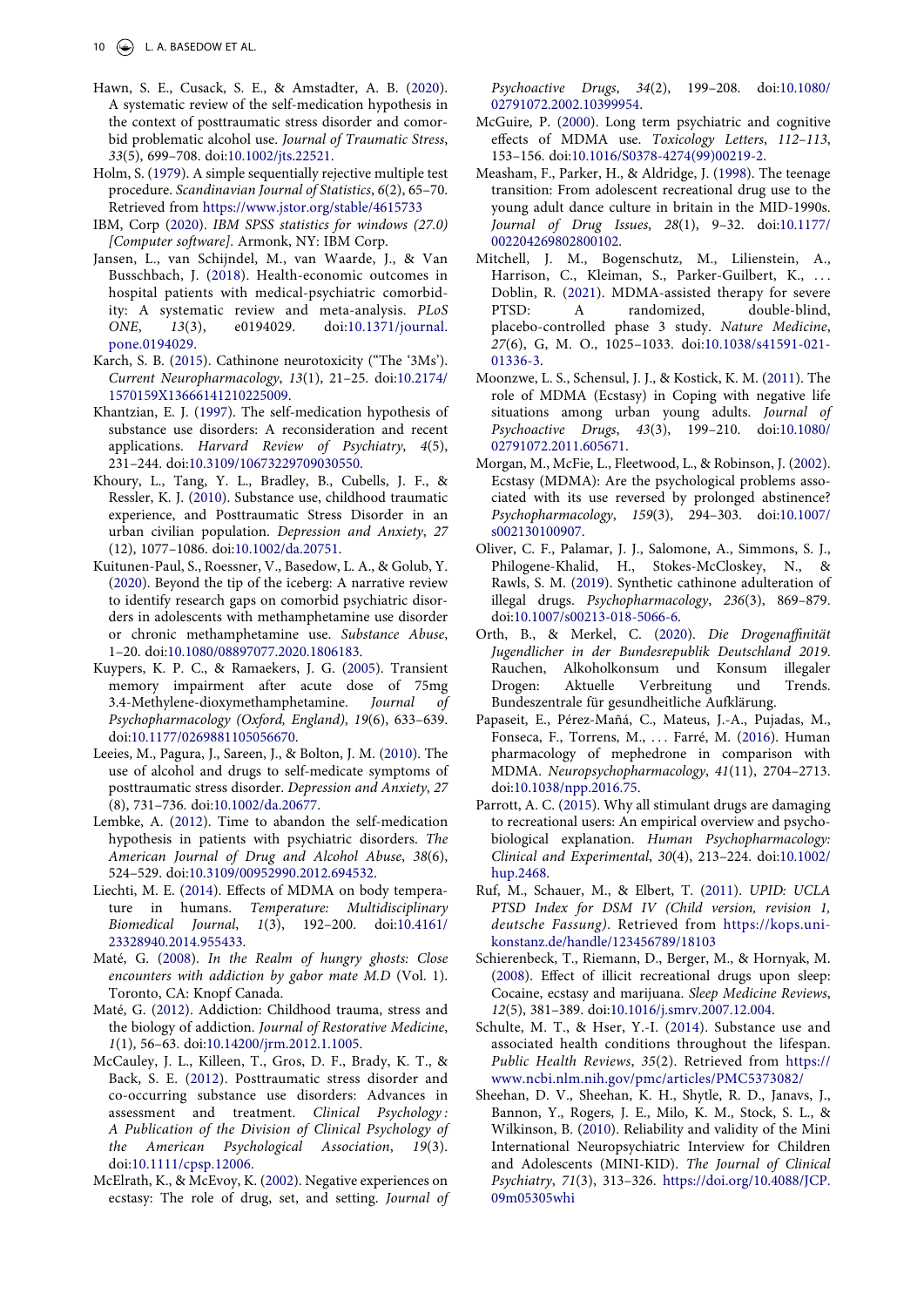Hawn, S. E., Cusack, S. E., & Amstadter, A. B. (2020). A systematic review of the self-medication hypothesis in the context of posttraumatic stress disorder and comorbid problematic alcohol use. *Journal of Traumatic Stress*, *33*(5), 699–708. doi:10.1002/jts.22521.

Holm, S. (1979). A simple sequentially rejective multiple test procedure. *Scandinavian Journal of Statistics*, *6*(2), 65–70. Retrieved from https://www.jstor.org/stable/4615733

IBM, Corp (2020). *IBM SPSS statistics for windows (27.0) [Computer software]*. Armonk, NY: IBM Corp.

Jansen, L., van Schijndel, M., van Waarde, J., & Van Busschbach, J. (2018). Health-economic outcomes in hospital patients with medical-psychiatric comorbidity: A systematic review and meta-analysis. *PLoS ONE*, *13*(3), e0194029. doi:10.1371/journal.pone.0194029.

Karch, S. B. (2015). Cathinone neurotoxicity ("The '3Ms'). *Current Neuropharmacology*, *13*(1), 21–25. doi:10.2174/1570159X13666141210225009.

Khantzian, E. J. (1997). The self-medication hypothesis of substance use disorders: A reconsideration and recent applications. *Harvard Review of Psychiatry*, *4*(5), 231–244. doi:10.3109/10673229709030550.

Khoury, L., Tang, Y. L., Bradley, B., Cubells, J. F., & Ressler, K. J. (2010). Substance use, childhood traumatic experience, and Posttraumatic Stress Disorder in an urban civilian population. *Depression and Anxiety*, *27* (12), 1077–1086. doi:10.1002/da.20751.

Kuitunen-Paul, S., Roessner, V., Basedow, L. A., & Golub, Y. (2020). Beyond the tip of the iceberg: A narrative review to identify research gaps on comorbid psychiatric disorders in adolescents with methamphetamine use disorder or chronic methamphetamine use. *Substance Abuse*, 1–20. doi:10.1080/08897077.2020.1806183.

Kuypers, K. P. C., & Ramaekers, J. G. (2005). Transient memory impairment after acute dose of 75mg 3.4-Methylene-dioxymethamphetamine. *Journal of Psychopharmacology (Oxford, England)*, *19*(6), 633–639. doi:10.1177/0269881105056670.

Leeies, M., Pagura, J., Sareen, J., & Bolton, J. M. (2010). The use of alcohol and drugs to self-medicate symptoms of posttraumatic stress disorder. *Depression and Anxiety*, *27* (8), 731–736. doi:10.1002/da.20677.

Lembke, A. (2012). Time to abandon the self-medication hypothesis in patients with psychiatric disorders. *The American Journal of Drug and Alcohol Abuse*, *38*(6), 524–529. doi:10.3109/00952990.2012.694532.

Liechti, M. E. (2014). Effects of MDMA on body temperature in humans. *Temperature: Multidisciplinary Biomedical Journal*, *1*(3), 192–200. doi:10.4161/23328940.2014.955433.

Maté, G. (2008). *In the Realm of hungry ghosts: Close encounters with addiction by gabor mate M.D* (Vol. 1). Toronto, CA: Knopf Canada.

Maté, G. (2012). Addiction: Childhood trauma, stress and the biology of addiction. *Journal of Restorative Medicine*, *1*(1), 56–63. doi:10.14200/jrm.2012.1.1005.

McCauley, J. L., Killeen, T., Gros, D. F., Brady, K. T., & Back, S. E. (2012). Posttraumatic stress disorder and co-occurring substance use disorders: Advances in assessment and treatment. *Clinical Psychology : A Publication of the Division of Clinical Psychology of the American Psychological Association*, *19*(3). doi:10.1111/cpsp.12006.

McElrath, K., & McEvoy, K. (2002). Negative experiences on ecstasy: The role of drug, set, and setting. *Journal of Psychoactive Drugs*, *34*(2), 199–208. doi:10.1080/02791072.2002.10399954.

McGuire, P. (2000). Long term psychiatric and cognitive effects of MDMA use. *Toxicology Letters*, *112–113*, 153–156. doi:10.1016/S0378-4274(99)00219-2.

Measham, F., Parker, H., & Aldridge, J. (1998). The teenage transition: From adolescent recreational drug use to the young adult dance culture in britain in the MID-1990s. *Journal of Drug Issues*, *28*(1), 9–32. doi:10.1177/002204269802800102.

Mitchell, J. M., Bogenschutz, M., Lilienstein, A., Harrison, C., Kleiman, S., Parker-Guilbert, K., … Doblin, R. (2021). MDMA-assisted therapy for severe PTSD: A randomized, double-blind, placebo-controlled phase 3 study. *Nature Medicine*, *27*(6), G, M. O., 1025–1033. doi:10.1038/s41591-021-01336-3.

Moonzwe, L. S., Schensul, J. J., & Kostick, K. M. (2011). The role of MDMA (Ecstasy) in Coping with negative life situations among urban young adults. *Journal of Psychoactive Drugs*, *43*(3), 199–210. doi:10.1080/02791072.2011.605671.

Morgan, M., McFie, L., Fleetwood, L., & Robinson, J. (2002). Ecstasy (MDMA): Are the psychological problems associated with its use reversed by prolonged abstinence? *Psychopharmacology*, *159*(3), 294–303. doi:10.1007/s002130100907.

Oliver, C. F., Palamar, J. J., Salomone, A., Simmons, S. J., Philogene-Khalid, H., Stokes-McCloskey, N., & Rawls, S. M. (2019). Synthetic cathinone adulteration of illegal drugs. *Psychopharmacology*, *236*(3), 869–879. doi:10.1007/s00213-018-5066-6.

Orth, B., & Merkel, C. (2020). *Die Drogenaffinität Jugendlicher in der Bundesrepublik Deutschland 2019.* Rauchen, Alkoholkonsum und Konsum illegaler Drogen: Aktuelle Verbreitung und Trends. Bundeszentrale für gesundheitliche Aufklärung.

Papaseit, E., Pérez-Mañá, C., Mateus, J.-A., Pujadas, M., Fonseca, F., Torrens, M., … Farré, M. (2016). Human pharmacology of mephedrone in comparison with MDMA. *Neuropsychopharmacology*, *41*(11), 2704–2713. doi:10.1038/npp.2016.75.

Parrott, A. C. (2015). Why all stimulant drugs are damaging to recreational users: An empirical overview and psychobiological explanation. *Human Psychopharmacology: Clinical and Experimental*, *30*(4), 213–224. doi:10.1002/hup.2468.

Ruf, M., Schauer, M., & Elbert, T. (2011). *UPID: UCLA PTSD Index for DSM IV (Child version, revision 1, deutsche Fassung)*. Retrieved from https://kops.uni-konstanz.de/handle/123456789/18103

Schierenbeck, T., Riemann, D., Berger, M., & Hornyak, M. (2008). Effect of illicit recreational drugs upon sleep: Cocaine, ecstasy and marijuana. *Sleep Medicine Reviews*, *12*(5), 381–389. doi:10.1016/j.smrv.2007.12.004.

Schulte, M. T., & Hser, Y.-I. (2014). Substance use and associated health conditions throughout the lifespan. *Public Health Reviews*, *35*(2). Retrieved from https://www.ncbi.nlm.nih.gov/pmc/articles/PMC5373082/

Sheehan, D. V., Sheehan, K. H., Shytle, R. D., Janavs, J., Bannon, Y., Rogers, J. E., Milo, K. M., Stock, S. L., & Wilkinson, B. (2010). Reliability and validity of the Mini International Neuropsychiatric Interview for Children and Adolescents (MINI-KID). *The Journal of Clinical Psychiatry*, *71*(3), 313–326. https://doi.org/10.4088/JCP.09m05305whi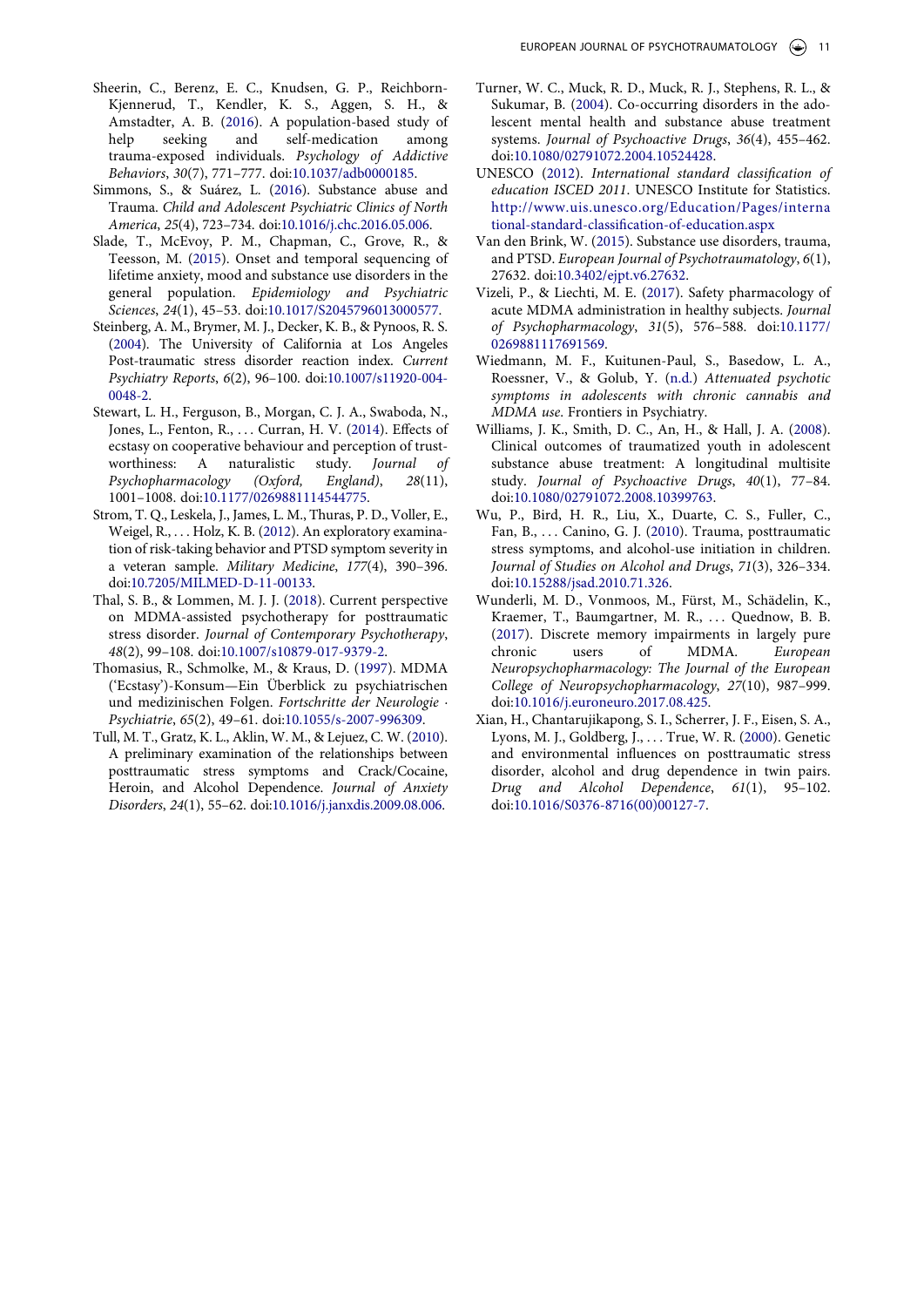Sheerin, C., Berenz, E. C., Knudsen, G. P., Reichborn-Kjennerud, T., Kendler, K. S., Aggen, S. H., & Amstadter, A. B. (2016). A population-based study of help seeking and self-medication among trauma-exposed individuals. *Psychology of Addictive Behaviors*, *30*(7), 771–777. doi:10.1037/adb0000185.

Simmons, S., & Suárez, L. (2016). Substance abuse and Trauma. *Child and Adolescent Psychiatric Clinics of North America*, *25*(4), 723–734. doi:10.1016/j.chc.2016.05.006.

Slade, T., McEvoy, P. M., Chapman, C., Grove, R., & Teesson, M. (2015). Onset and temporal sequencing of lifetime anxiety, mood and substance use disorders in the general population. *Epidemiology and Psychiatric Sciences*, *24*(1), 45–53. doi:10.1017/S2045796013000577.

Steinberg, A. M., Brymer, M. J., Decker, K. B., & Pynoos, R. S. (2004). The University of California at Los Angeles Post-traumatic stress disorder reaction index. *Current Psychiatry Reports*, *6*(2), 96–100. doi:10.1007/s11920-004-0048-2.

Stewart, L. H., Ferguson, B., Morgan, C. J. A., Swaboda, N., Jones, L., Fenton, R., … Curran, H. V. (2014). Effects of ecstasy on cooperative behaviour and perception of trustworthiness: A naturalistic study. *Journal of Psychopharmacology (Oxford, England)*, *28*(11), 1001–1008. doi:10.1177/0269881114544775.

Strom, T. Q., Leskela, J., James, L. M., Thuras, P. D., Voller, E., Weigel, R., … Holz, K. B. (2012). An exploratory examination of risk-taking behavior and PTSD symptom severity in a veteran sample. *Military Medicine*, *177*(4), 390–396. doi:10.7205/MILMED-D-11-00133.

Thal, S. B., & Lommen, M. J. J. (2018). Current perspective on MDMA-assisted psychotherapy for posttraumatic stress disorder. *Journal of Contemporary Psychotherapy*, *48*(2), 99–108. doi:10.1007/s10879-017-9379-2.

Thomasius, R., Schmolke, M., & Kraus, D. (1997). MDMA ('Ecstasy')-Konsum—Ein Überblick zu psychiatrischen und medizinischen Folgen. *Fortschritte der Neurologie · Psychiatrie*, *65*(2), 49–61. doi:10.1055/s-2007-996309.

Tull, M. T., Gratz, K. L., Aklin, W. M., & Lejuez, C. W. (2010). A preliminary examination of the relationships between posttraumatic stress symptoms and Crack/Cocaine, Heroin, and Alcohol Dependence. *Journal of Anxiety Disorders*, *24*(1), 55–62. doi:10.1016/j.janxdis.2009.08.006.

Turner, W. C., Muck, R. D., Muck, R. J., Stephens, R. L., & Sukumar, B. (2004). Co-occurring disorders in the adolescent mental health and substance abuse treatment systems. *Journal of Psychoactive Drugs*, *36*(4), 455–462. doi:10.1080/02791072.2004.10524428.

UNESCO (2012). *International standard classification of education ISCED 2011*. UNESCO Institute for Statistics. http://www.uis.unesco.org/Education/Pages/international-standard-classification-of-education.aspx

Van den Brink, W. (2015). Substance use disorders, trauma, and PTSD. *European Journal of Psychotraumatology*, *6*(1), 27632. doi:10.3402/ejpt.v6.27632.

Vizeli, P., & Liechti, M. E. (2017). Safety pharmacology of acute MDMA administration in healthy subjects. *Journal of Psychopharmacology*, *31*(5), 576–588. doi:10.1177/0269881117691569.

Wiedmann, M. F., Kuitunen-Paul, S., Basedow, L. A., Roessner, V., & Golub, Y. (n.d.) *Attenuated psychotic symptoms in adolescents with chronic cannabis and MDMA use*. Frontiers in Psychiatry.

Williams, J. K., Smith, D. C., An, H., & Hall, J. A. (2008). Clinical outcomes of traumatized youth in adolescent substance abuse treatment: A longitudinal multisite study. *Journal of Psychoactive Drugs*, *40*(1), 77–84. doi:10.1080/02791072.2008.10399763.

Wu, P., Bird, H. R., Liu, X., Duarte, C. S., Fuller, C., Fan, B., … Canino, G. J. (2010). Trauma, posttraumatic stress symptoms, and alcohol-use initiation in children. *Journal of Studies on Alcohol and Drugs*, *71*(3), 326–334. doi:10.15288/jsad.2010.71.326.

Wunderli, M. D., Vonmoos, M., Fürst, M., Schädelin, K., Kraemer, T., Baumgartner, M. R., … Quednow, B. B. (2017). Discrete memory impairments in largely pure chronic users of MDMA. *European Neuropsychopharmacology: The Journal of the European College of Neuropsychopharmacology*, *27*(10), 987–999. doi:10.1016/j.euroneuro.2017.08.425.

Xian, H., Chantarujikapong, S. I., Scherrer, J. F., Eisen, S. A., Lyons, M. J., Goldberg, J., … True, W. R. (2000). Genetic and environmental influences on posttraumatic stress disorder, alcohol and drug dependence in twin pairs. *Drug and Alcohol Dependence*, *61*(1), 95–102. doi:10.1016/S0376-8716(00)00127-7.